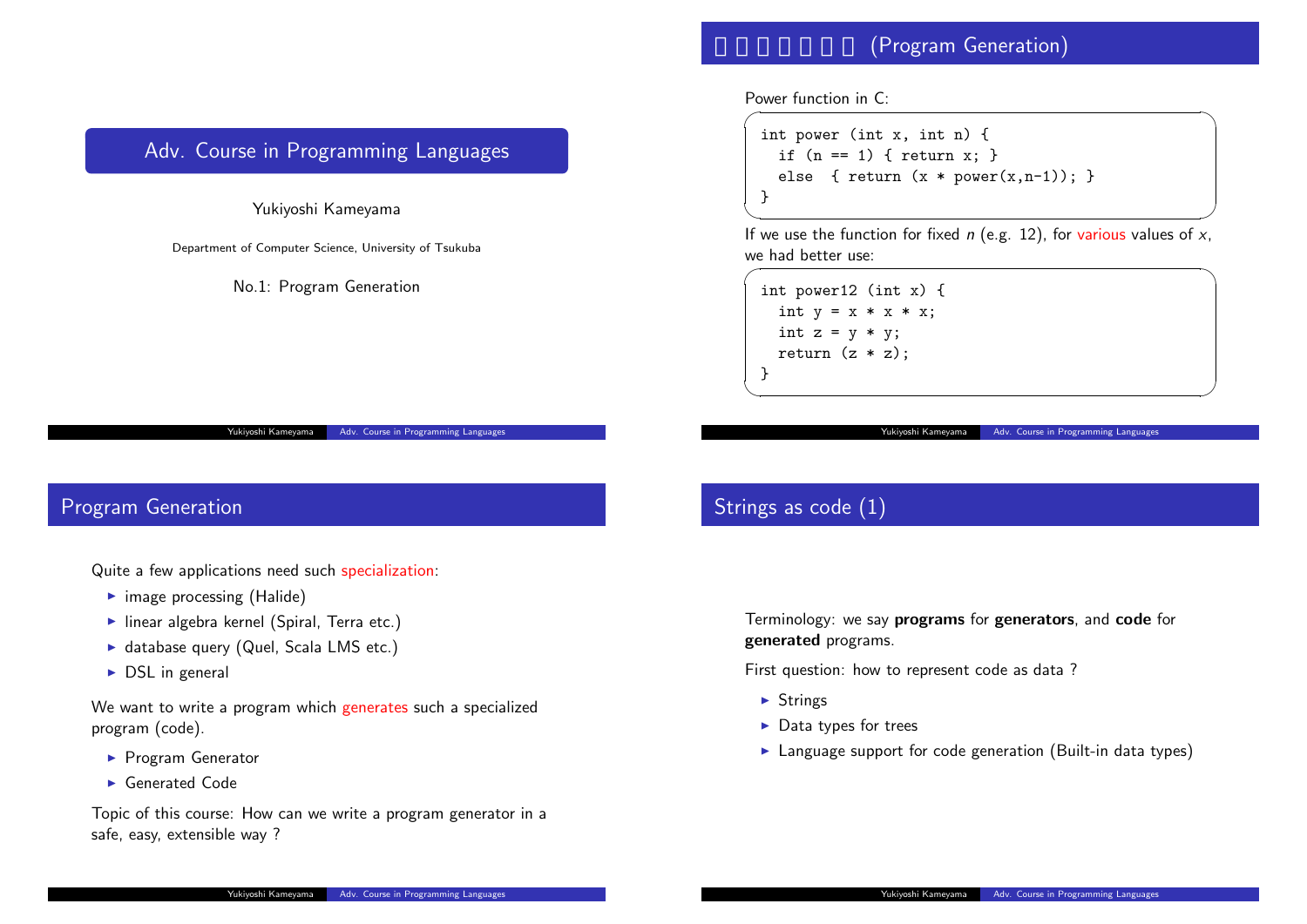# Adv. Course in Programming Languages

Yukiyoshi Kameyama

Department of Computer Science, University of Tsukuba

No.1: Program Generation

## □□□□□□□ (Program Generation)

Power function in C:

```
int power (int x, int n) {
  if (n == 1) { return x; }
  else  { return (x * power(x,n-1)); }
}
```

If we use the function for fixed $n$ (e.g. 12), for various values of $x$, we had better use:

```
int power12 (int x) {
  int y = x * x * x;
  int z = y * y;
  return (z * z);
}
```

## Program Generation

Quite a few applications need such specialization:

- image processing (Halide)
- linear algebra kernel (Spiral, Terra etc.)
- database query (Quel, Scala LMS etc.)
- DSL in general

We want to write a program which generates such a specialized program (code).

- Program Generator
- Generated Code

Topic of this course: How can we write a program generator in a safe, easy, extensible way ?

## Strings as code (1)

Terminology: we say **programs** for **generators**, and **code** for **generated** programs.

First question: how to represent code as data ?

- Strings
- Data types for trees
- Language support for code generation (Built-in data types)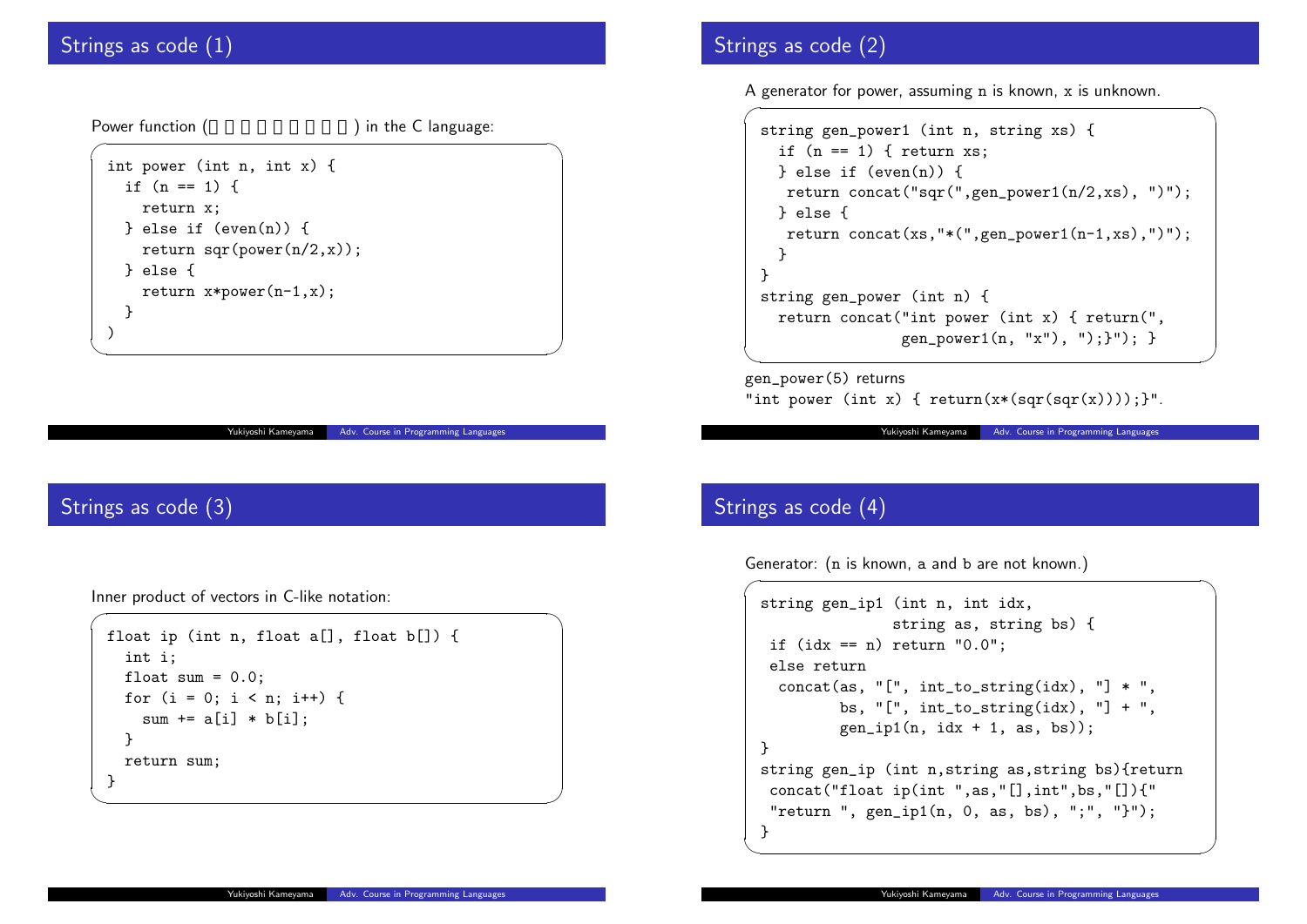## Strings as code (1)

Power function (□□□□□□□□□) in the C language:

```
int power (int n, int x) {
  if (n == 1) {
    return x;
  } else if (even(n)) {
    return sqr(power(n/2,x));
  } else {
    return x*power(n-1,x);
  }
)
```

## Strings as code (2)

A generator for power, assuming n is known, x is unknown.

```
string gen_power1 (int n, string xs) {
  if (n == 1) { return xs;
  } else if (even(n)) {
   return concat("sqr(",gen_power1(n/2,xs), ")");
  } else {
   return concat(xs,"*(",gen_power1(n-1,xs),")");
  }
}
string gen_power (int n) {
  return concat("int power (int x) { return(",
              gen_power1(n, "x"), ");}"); }
```

gen_power(5) returns
"int power (int x) { return(x*(sqr(sqr(x))));}".

## Strings as code (3)

Inner product of vectors in C-like notation:

```
float ip (int n, float a[], float b[]) {
  int i;
  float sum = 0.0;
  for (i = 0; i < n; i++) {
    sum += a[i] * b[i];
  }
  return sum;
}
```

## Strings as code (4)

Generator: (n is known, a and b are not known.)

```
string gen_ip1 (int n, int idx,
               string as, string bs) {
 if (idx == n) return "0.0";
 else return
  concat(as, "[", int_to_string(idx), "] * ",
         bs, "[", int_to_string(idx), "] + ",
         gen_ip1(n, idx + 1, as, bs));
}
string gen_ip (int n,string as,string bs){return
 concat("float ip(int ",as,"[],int",bs,"[]){"
 "return ", gen_ip1(n, 0, as, bs), ";", "}");
}
```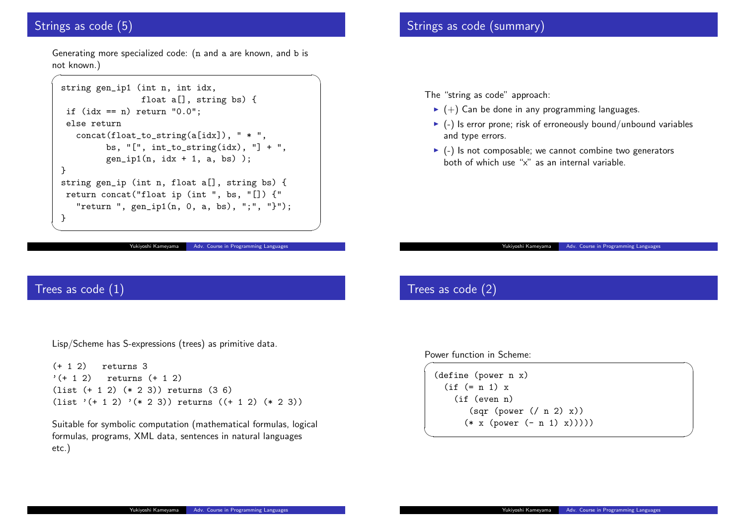## Strings as code (5)

Generating more specialized code: (n and a are known, and b is not known.)

```
string gen_ip1 (int n, int idx,
                float a[], string bs) {
 if (idx == n) return "0.0";
 else return
   concat(float_to_string(a[idx]), " * ",
         bs, "[", int_to_string(idx), "] + ",
         gen_ip1(n, idx + 1, a, bs) );
}
string gen_ip (int n, float a[], string bs) {
 return concat("float ip (int ", bs, "[]) {"
   "return ", gen_ip1(n, 0, a, bs), ";", "}");
}
```

## Strings as code (summary)

The "string as code" approach:

- (+) Can be done in any programming languages.
- (-) Is error prone; risk of erroneously bound/unbound variables and type errors.
- (-) Is not composable; we cannot combine two generators both of which use "x" as an internal variable.

## Trees as code (1)

Lisp/Scheme has S-expressions (trees) as primitive data.

```
(+ 1 2)   returns 3
'(+ 1 2)   returns (+ 1 2)
(list (+ 1 2) (* 2 3)) returns (3 6)
(list '(+ 1 2) '(* 2 3)) returns ((+ 1 2) (* 2 3))
```

Suitable for symbolic computation (mathematical formulas, logical formulas, programs, XML data, sentences in natural languages etc.)

## Trees as code (2)

Power function in Scheme:

```
(define (power n x)
  (if (= n 1) x
    (if (even n)
       (sqr (power (/ n 2) x))
      (* x (power (- n 1) x)))))
```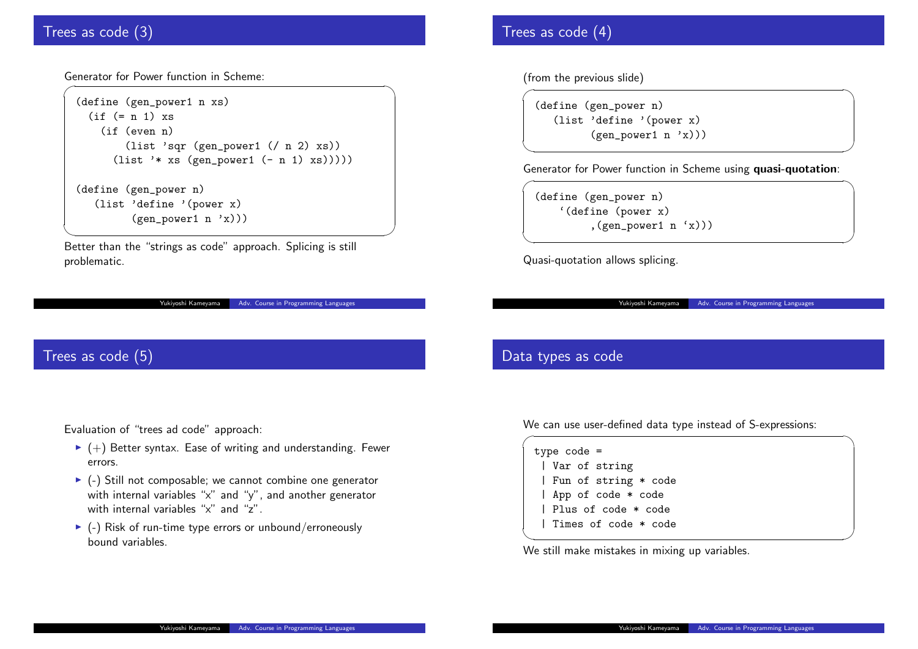## Trees as code (3)

Generator for Power function in Scheme:

```
(define (gen_power1 n xs)
  (if (= n 1) xs
    (if (even n)
        (list 'sqr (gen_power1 (/ n 2) xs))
      (list '* xs (gen_power1 (- n 1) xs)))))

(define (gen_power n)
   (list 'define '(power x)
         (gen_power1 n 'x)))
```

Better than the "strings as code" approach. Splicing is still problematic.

## Trees as code (4)

(from the previous slide)

```
(define (gen_power n)
   (list 'define '(power x)
         (gen_power1 n 'x)))
```

Generator for Power function in Scheme using **quasi-quotation**:

```
(define (gen_power n)
    `(define (power x)
         ,(gen_power1 n `x)))
```

Quasi-quotation allows splicing.

## Trees as code (5)

Evaluation of "trees ad code" approach:

- (+) Better syntax. Ease of writing and understanding. Fewer errors.
- (-) Still not composable; we cannot combine one generator with internal variables "x" and "y", and another generator with internal variables "x" and "z".
- (-) Risk of run-time type errors or unbound/erroneously bound variables.

## Data types as code

We can use user-defined data type instead of S-expressions:

```
type code =
 | Var of string
 | Fun of string * code
 | App of code * code
 | Plus of code * code
 | Times of code * code
```

We still make mistakes in mixing up variables.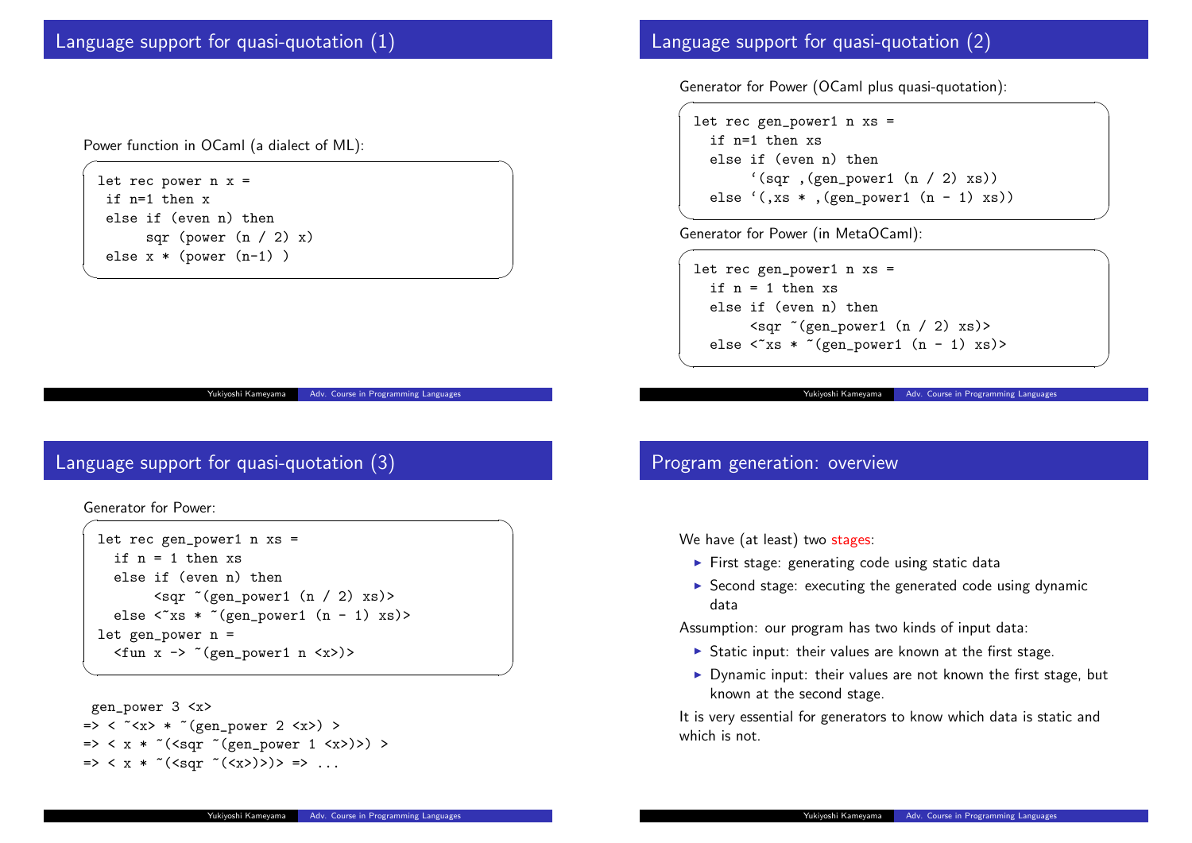## Language support for quasi-quotation (1)

Power function in OCaml (a dialect of ML):

```
let rec power n x =
 if n=1 then x
 else if (even n) then
      sqr (power (n / 2) x)
 else x * (power (n-1) )
```

## Language support for quasi-quotation (2)

Generator for Power (OCaml plus quasi-quotation):

```
let rec gen_power1 n xs =
  if n=1 then xs
  else if (even n) then
      `(sqr ,(gen_power1 (n / 2) xs))
  else `(,xs * ,(gen_power1 (n - 1) xs))
```

Generator for Power (in MetaOCaml):

```
let rec gen_power1 n xs =
  if n = 1 then xs
  else if (even n) then
      <sqr ~(gen_power1 (n / 2) xs)>
  else <~xs * ~(gen_power1 (n - 1) xs)>
```

## Language support for quasi-quotation (3)

Generator for Power:

```
let rec gen_power1 n xs =
  if n = 1 then xs
  else if (even n) then
      <sqr ~(gen_power1 (n / 2) xs)>
  else <~xs * ~(gen_power1 (n - 1) xs)>
let gen_power n =
  <fun x -> ~(gen_power1 n <x>)>
```

```
 gen_power 3 <x>
=> < ~<x> * ~(gen_power 2 <x>) >
=> < x * ~(<sqr ~(gen_power 1 <x>)>) >
=> < x * ~(<sqr ~(<x>)>)> => ...
```

## Program generation: overview

We have (at least) two stages:

- First stage: generating code using static data
- Second stage: executing the generated code using dynamic data

Assumption: our program has two kinds of input data:

- Static input: their values are known at the first stage.
- Dynamic input: their values are not known the first stage, but known at the second stage.

It is very essential for generators to know which data is static and which is not.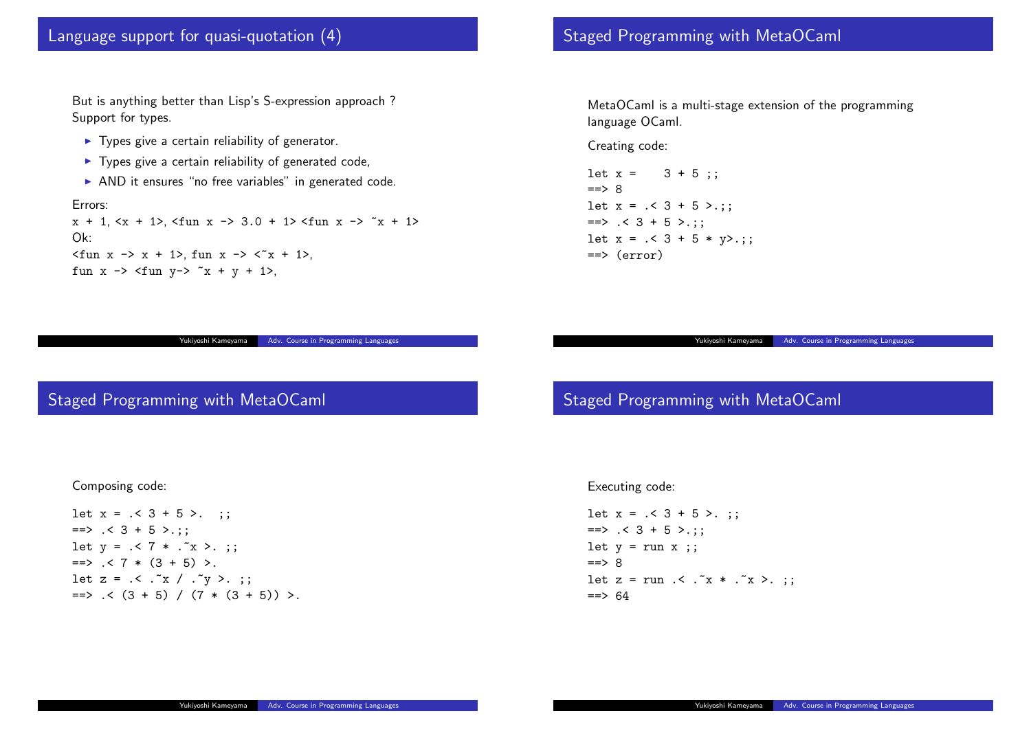## Language support for quasi-quotation (4)

But is anything better than Lisp's S-expression approach ?
Support for types.

- Types give a certain reliability of generator.
- Types give a certain reliability of generated code,
- AND it ensures "no free variables" in generated code.

Errors:
`x + 1, <x + 1>, <fun x -> 3.0 + 1> <fun x -> ~x + 1>`
Ok:
`<fun x -> x + 1>, fun x -> <~x + 1>,`
`fun x -> <fun y-> ~x + y + 1>,`

## Staged Programming with MetaOCaml

MetaOCaml is a multi-stage extension of the programming language OCaml.

Creating code:

```
let x =    3 + 5 ;;
==> 8
let x = .< 3 + 5 >.;;
==> .< 3 + 5 >.;;
let x = .< 3 + 5 * y>.;;
==> (error)
```

## Staged Programming with MetaOCaml

Composing code:

```
let x = .< 3 + 5 >.  ;;
==> .< 3 + 5 >.;;
let y = .< 7 * .~x >. ;;
==> .< 7 * (3 + 5) >.
let z = .< .~x / .~y >. ;;
==> .< (3 + 5) / (7 * (3 + 5)) >.
```

## Staged Programming with MetaOCaml

Executing code:

```
let x = .< 3 + 5 >. ;;
==> .< 3 + 5 >.;;
let y = run x ;;
==> 8
let z = run .< .~x * .~x >. ;;
==> 64
```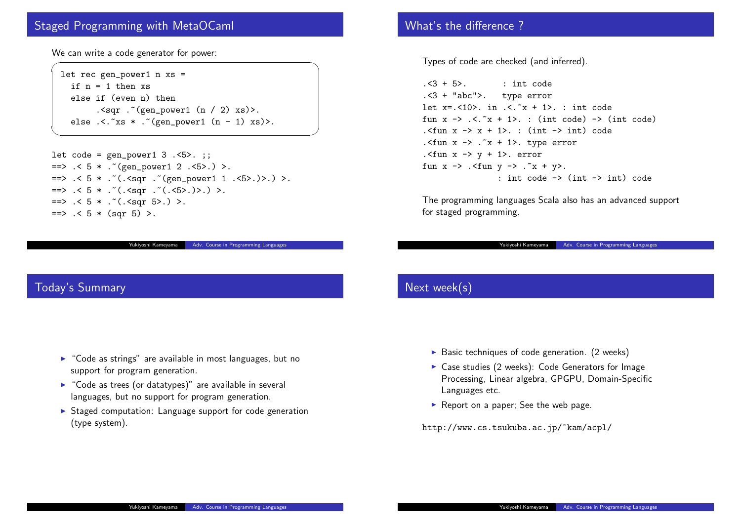## Staged Programming with MetaOCaml

We can write a code generator for power:

```
let rec gen_power1 n xs =
  if n = 1 then xs
  else if (even n) then
       .<sqr .~(gen_power1 (n / 2) xs)>.
  else .<.~xs * .~(gen_power1 (n - 1) xs)>.
```

```
let code = gen_power1 3 .<5>. ;;
==> .< 5 * .~(gen_power1 2 .<5>.) >.
==> .< 5 * .~(.<sqr .~(gen_power1 1 .<5>.)>.) >.
==> .< 5 * .~(.<sqr .~(.<5>.)>.) >.
==> .< 5 * .~(.<sqr 5>.) >.
==> .< 5 * (sqr 5) >.
```

## What's the difference ?

Types of code are checked (and inferred).

```
.<3 + 5>.       : int code
.<3 + "abc">.   type error
let x=.<10>. in .<.~x + 1>. : int code
fun x -> .<.~x + 1>. : (int code) -> (int code)
.<fun x -> x + 1>. : (int -> int) code
.<fun x -> .~x + 1>. type error
.<fun x -> y + 1>. error
fun x -> .<fun y -> .~x + y>.
               : int code -> (int -> int) code
```

The programming languages Scala also has an advanced support for staged programming.

## Today's Summary

- "Code as strings" are available in most languages, but no support for program generation.
- "Code as trees (or datatypes)" are available in several languages, but no support for program generation.
- Staged computation: Language support for code generation (type system).

## Next week(s)

- Basic techniques of code generation. (2 weeks)
- Case studies (2 weeks): Code Generators for Image Processing, Linear algebra, GPGPU, Domain-Specific Languages etc.
- Report on a paper; See the web page.

http://www.cs.tsukuba.ac.jp/~kam/acpl/